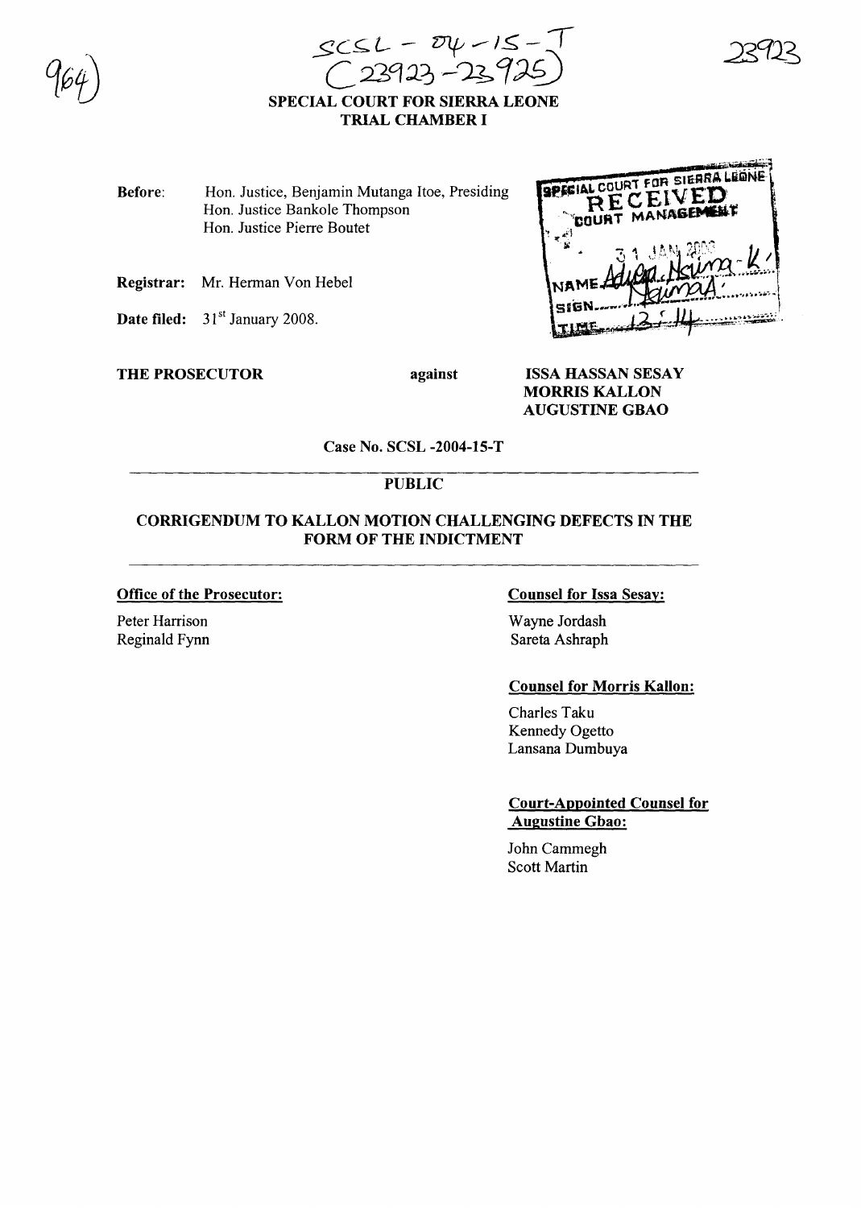SCSL - 04 - 15 - T
(23923 - 23925)

**SPECIAL COURT FOR SIERRA LEONE**
**TRIAL CHAMBER I**

**Before:** Hon. Justice, Benjamin Mutanga Itoe, Presiding
Hon. Justice Bankole Thompson
Hon. Justice Pierre Boutet

**Registrar:** Mr. Herman Von Hebel

**Date filed:** 31[st] January 2008.

SPECIAL COURT FOR SIERRA LEONE
RECEIVED
COURT MANAGEMENT
31 JAN 2008
NAME Adiea Naina-K
SIGN Naina
TIME 12:14

**THE PROSECUTOR** **against** **ISSA HASSAN SESAY**
**MORRIS KALLON**
**AUGUSTINE GBAO**

**Case No. SCSL -2004-15-T**

**PUBLIC**

**CORRIGENDUM TO KALLON MOTION CHALLENGING DEFECTS IN THE FORM OF THE INDICTMENT**

**Office of the Prosecutor:**

Peter Harrison
Reginald Fynn

**Counsel for Issa Sesay:**

Wayne Jordash
Sareta Ashraph

**Counsel for Morris Kallon:**

Charles Taku
Kennedy Ogetto
Lansana Dumbuya

**Court-Appointed Counsel for Augustine Gbao:**

John Cammegh
Scott Martin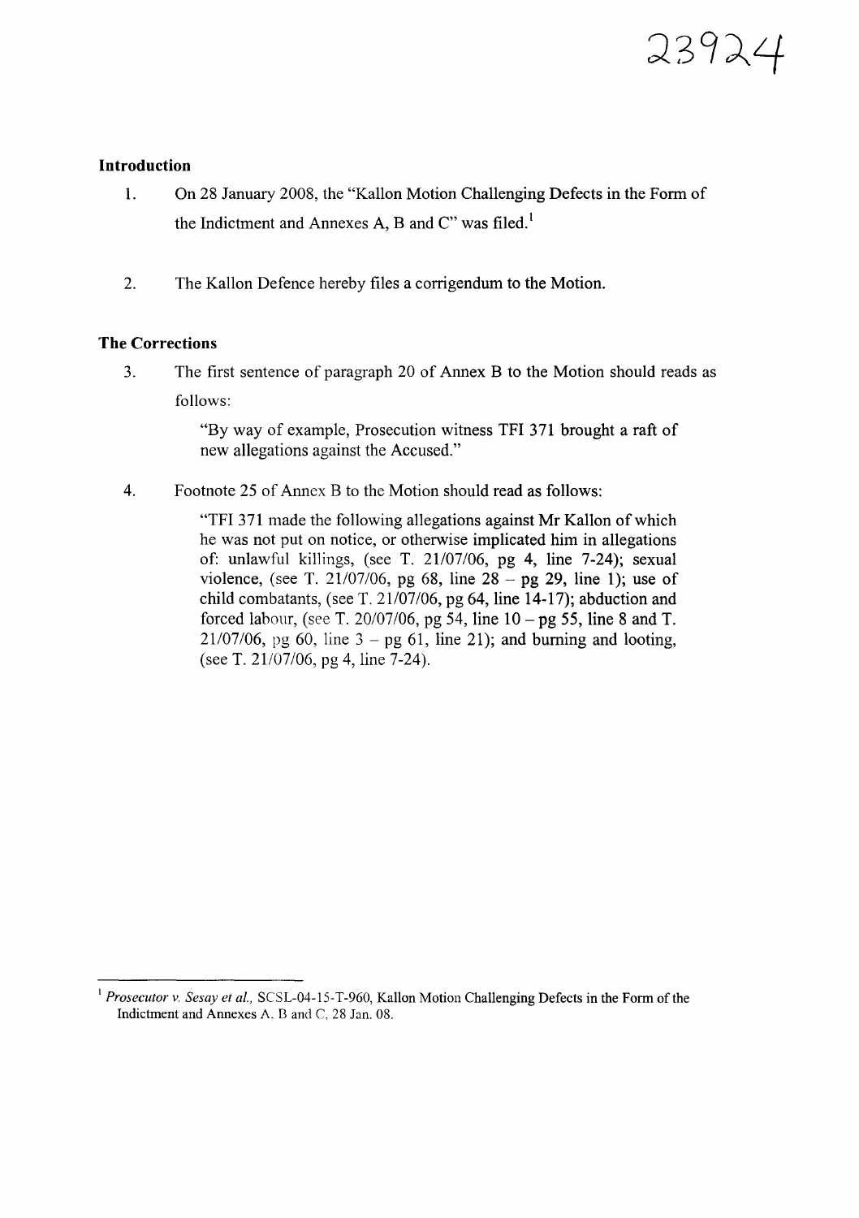## Introduction

1. On 28 January 2008, the "Kallon Motion Challenging Defects in the Form of the Indictment and Annexes A, B and C" was filed.[1]

2. The Kallon Defence hereby files a corrigendum to the Motion.

## The Corrections

3. The first sentence of paragraph 20 of Annex B to the Motion should reads as follows:

   > "By way of example, Prosecution witness TFI 371 brought a raft of new allegations against the Accused."

4. Footnote 25 of Annex B to the Motion should read as follows:

   > "TFI 371 made the following allegations against Mr Kallon of which he was not put on notice, or otherwise implicated him in allegations of: unlawful killings, (see T. 21/07/06, pg 4, line 7-24); sexual violence, (see T. 21/07/06, pg 68, line 28 – pg 29, line 1); use of child combatants, (see T. 21/07/06, pg 64, line 14-17); abduction and forced labour, (see T. 20/07/06, pg 54, line 10 – pg 55, line 8 and T. 21/07/06, pg 60, line 3 – pg 61, line 21); and burning and looting, (see T. 21/07/06, pg 4, line 7-24).

---

[1] *Prosecutor v. Sesay et al.*, SCSL-04-15-T-960, Kallon Motion Challenging Defects in the Form of the Indictment and Annexes A, B and C, 28 Jan. 08.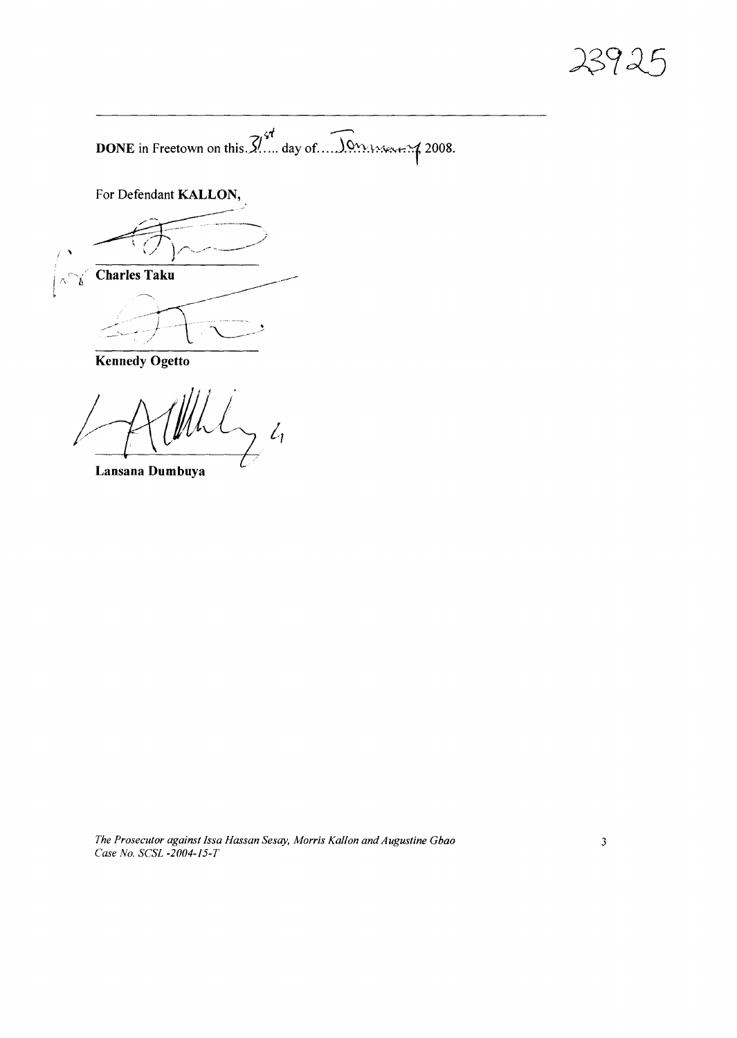---

**DONE** in Freetown on this 31st day of January 2008.

For Defendant **KALLON**,

**Charles Taku**

**Kennedy Ogetto**

**Lansana Dumbuya**